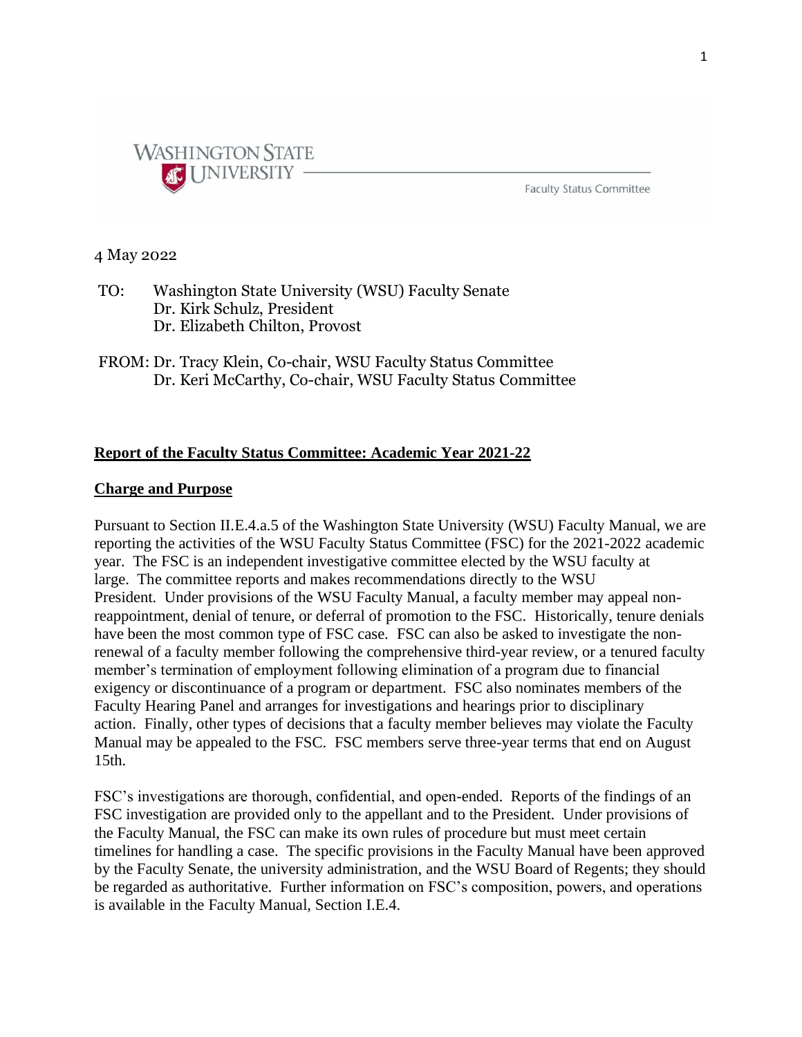Washington State University

Faculty Status Committee

4 May 2022

TO: Washington State University (WSU) Faculty Senate
Dr. Kirk Schulz, President
Dr. Elizabeth Chilton, Provost

FROM: Dr. Tracy Klein, Co-chair, WSU Faculty Status Committee
Dr. Keri McCarthy, Co-chair, WSU Faculty Status Committee

## Report of the Faculty Status Committee: Academic Year 2021-22

### Charge and Purpose

Pursuant to Section II.E.4.a.5 of the Washington State University (WSU) Faculty Manual, we are reporting the activities of the WSU Faculty Status Committee (FSC) for the 2021-2022 academic year. The FSC is an independent investigative committee elected by the WSU faculty at large. The committee reports and makes recommendations directly to the WSU President. Under provisions of the WSU Faculty Manual, a faculty member may appeal non-reappointment, denial of tenure, or deferral of promotion to the FSC. Historically, tenure denials have been the most common type of FSC case. FSC can also be asked to investigate the non-renewal of a faculty member following the comprehensive third-year review, or a tenured faculty member's termination of employment following elimination of a program due to financial exigency or discontinuance of a program or department. FSC also nominates members of the Faculty Hearing Panel and arranges for investigations and hearings prior to disciplinary action. Finally, other types of decisions that a faculty member believes may violate the Faculty Manual may be appealed to the FSC. FSC members serve three-year terms that end on August 15th.

FSC's investigations are thorough, confidential, and open-ended. Reports of the findings of an FSC investigation are provided only to the appellant and to the President. Under provisions of the Faculty Manual, the FSC can make its own rules of procedure but must meet certain timelines for handling a case. The specific provisions in the Faculty Manual have been approved by the Faculty Senate, the university administration, and the WSU Board of Regents; they should be regarded as authoritative. Further information on FSC's composition, powers, and operations is available in the Faculty Manual, Section I.E.4.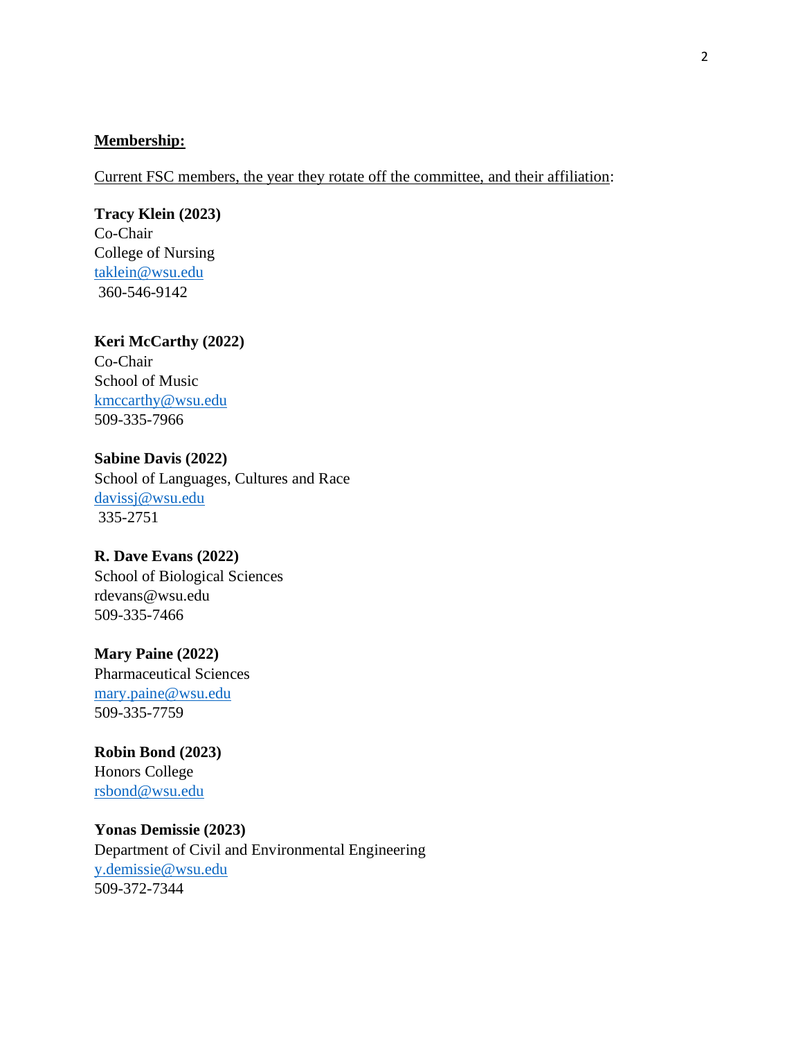**Membership:**

Current FSC members, the year they rotate off the committee, and their affiliation:

**Tracy Klein (2023)**
Co-Chair
College of Nursing
taklein@wsu.edu
360-546-9142

**Keri McCarthy (2022)**
Co-Chair
School of Music
kmccarthy@wsu.edu
509-335-7966

**Sabine Davis (2022)**
School of Languages, Cultures and Race
davissj@wsu.edu
335-2751

**R. Dave Evans (2022)**
School of Biological Sciences
rdevans@wsu.edu
509-335-7466

**Mary Paine (2022)**
Pharmaceutical Sciences
mary.paine@wsu.edu
509-335-7759

**Robin Bond (2023)**
Honors College
rsbond@wsu.edu

**Yonas Demissie (2023)**
Department of Civil and Environmental Engineering
y.demissie@wsu.edu
509-372-7344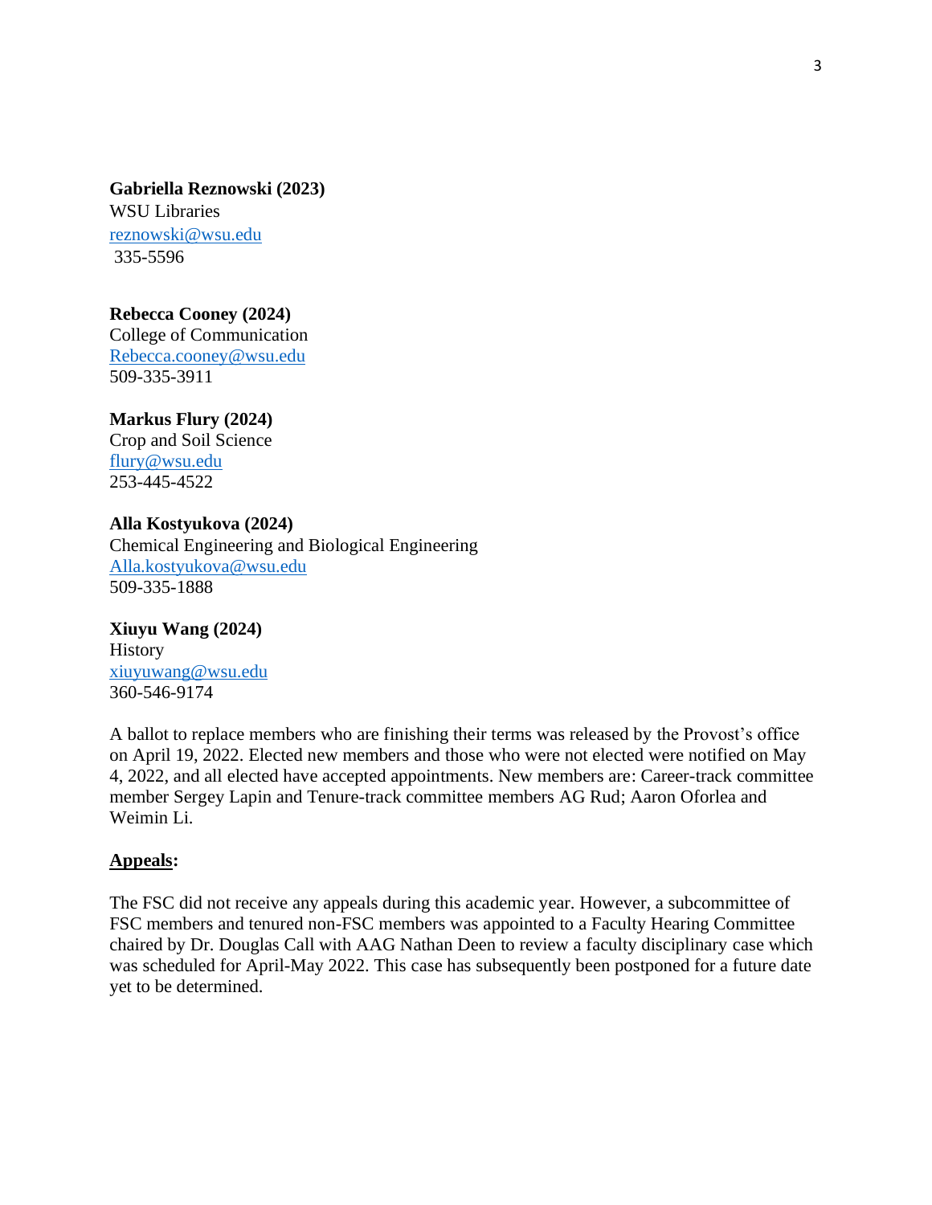**Gabriella Reznowski (2023)**
WSU Libraries
reznowski@wsu.edu
335-5596

**Rebecca Cooney (2024)**
College of Communication
Rebecca.cooney@wsu.edu
509-335-3911

**Markus Flury (2024)**
Crop and Soil Science
flury@wsu.edu
253-445-4522

**Alla Kostyukova (2024)**
Chemical Engineering and Biological Engineering
Alla.kostyukova@wsu.edu
509-335-1888

**Xiuyu Wang (2024)**
History
xiuyuwang@wsu.edu
360-546-9174

A ballot to replace members who are finishing their terms was released by the Provost's office on April 19, 2022. Elected new members and those who were not elected were notified on May 4, 2022, and all elected have accepted appointments. New members are: Career-track committee member Sergey Lapin and Tenure-track committee members AG Rud; Aaron Oforlea and Weimin Li.

**Appeals:**

The FSC did not receive any appeals during this academic year. However, a subcommittee of FSC members and tenured non-FSC members was appointed to a Faculty Hearing Committee chaired by Dr. Douglas Call with AAG Nathan Deen to review a faculty disciplinary case which was scheduled for April-May 2022. This case has subsequently been postponed for a future date yet to be determined.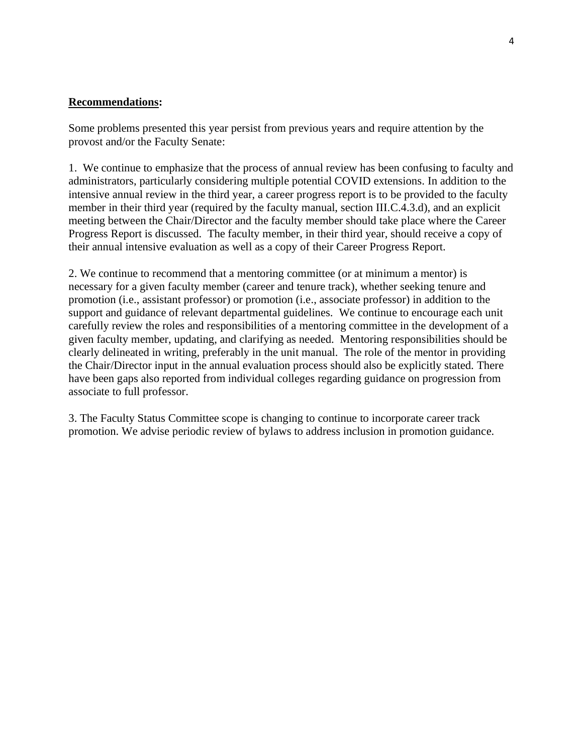**Recommendations:**

Some problems presented this year persist from previous years and require attention by the provost and/or the Faculty Senate:

1. We continue to emphasize that the process of annual review has been confusing to faculty and administrators, particularly considering multiple potential COVID extensions. In addition to the intensive annual review in the third year, a career progress report is to be provided to the faculty member in their third year (required by the faculty manual, section III.C.4.3.d), and an explicit meeting between the Chair/Director and the faculty member should take place where the Career Progress Report is discussed. The faculty member, in their third year, should receive a copy of their annual intensive evaluation as well as a copy of their Career Progress Report.

2. We continue to recommend that a mentoring committee (or at minimum a mentor) is necessary for a given faculty member (career and tenure track), whether seeking tenure and promotion (i.e., assistant professor) or promotion (i.e., associate professor) in addition to the support and guidance of relevant departmental guidelines. We continue to encourage each unit carefully review the roles and responsibilities of a mentoring committee in the development of a given faculty member, updating, and clarifying as needed. Mentoring responsibilities should be clearly delineated in writing, preferably in the unit manual. The role of the mentor in providing the Chair/Director input in the annual evaluation process should also be explicitly stated. There have been gaps also reported from individual colleges regarding guidance on progression from associate to full professor.

3. The Faculty Status Committee scope is changing to continue to incorporate career track promotion. We advise periodic review of bylaws to address inclusion in promotion guidance.